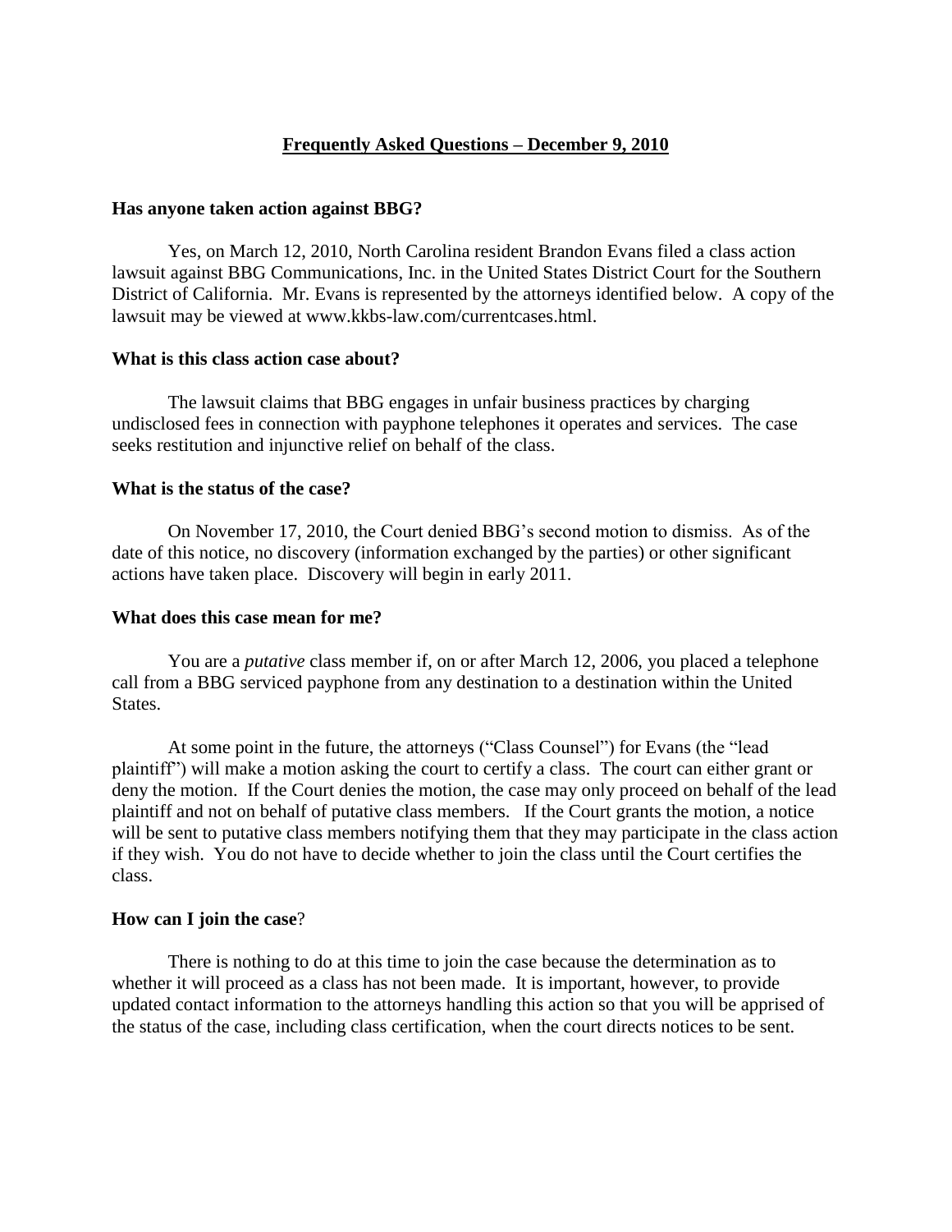# Frequently Asked Questions – December 9, 2010

**Has anyone taken action against BBG?**

Yes, on March 12, 2010, North Carolina resident Brandon Evans filed a class action lawsuit against BBG Communications, Inc. in the United States District Court for the Southern District of California. Mr. Evans is represented by the attorneys identified below. A copy of the lawsuit may be viewed at www.kkbs-law.com/currentcases.html.

**What is this class action case about?**

The lawsuit claims that BBG engages in unfair business practices by charging undisclosed fees in connection with payphone telephones it operates and services. The case seeks restitution and injunctive relief on behalf of the class.

**What is the status of the case?**

On November 17, 2010, the Court denied BBG's second motion to dismiss. As of the date of this notice, no discovery (information exchanged by the parties) or other significant actions have taken place. Discovery will begin in early 2011.

**What does this case mean for me?**

You are a *putative* class member if, on or after March 12, 2006, you placed a telephone call from a BBG serviced payphone from any destination to a destination within the United States.

At some point in the future, the attorneys ("Class Counsel") for Evans (the "lead plaintiff") will make a motion asking the court to certify a class. The court can either grant or deny the motion. If the Court denies the motion, the case may only proceed on behalf of the lead plaintiff and not on behalf of putative class members. If the Court grants the motion, a notice will be sent to putative class members notifying them that they may participate in the class action if they wish. You do not have to decide whether to join the class until the Court certifies the class.

**How can I join the case**?

There is nothing to do at this time to join the case because the determination as to whether it will proceed as a class has not been made. It is important, however, to provide updated contact information to the attorneys handling this action so that you will be apprised of the status of the case, including class certification, when the court directs notices to be sent.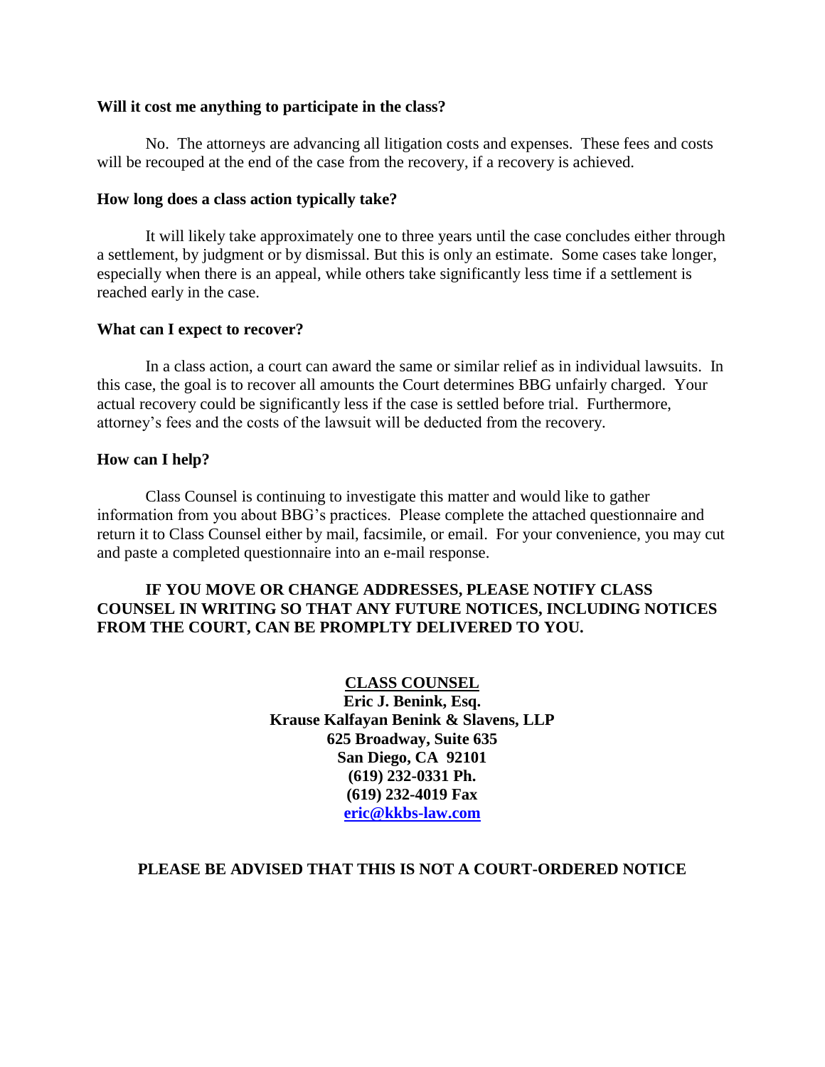**Will it cost me anything to participate in the class?**

No. The attorneys are advancing all litigation costs and expenses. These fees and costs will be recouped at the end of the case from the recovery, if a recovery is achieved.

**How long does a class action typically take?**

It will likely take approximately one to three years until the case concludes either through a settlement, by judgment or by dismissal. But this is only an estimate. Some cases take longer, especially when there is an appeal, while others take significantly less time if a settlement is reached early in the case.

**What can I expect to recover?**

In a class action, a court can award the same or similar relief as in individual lawsuits. In this case, the goal is to recover all amounts the Court determines BBG unfairly charged. Your actual recovery could be significantly less if the case is settled before trial. Furthermore, attorney's fees and the costs of the lawsuit will be deducted from the recovery.

**How can I help?**

Class Counsel is continuing to investigate this matter and would like to gather information from you about BBG's practices. Please complete the attached questionnaire and return it to Class Counsel either by mail, facsimile, or email. For your convenience, you may cut and paste a completed questionnaire into an e-mail response.

**IF YOU MOVE OR CHANGE ADDRESSES, PLEASE NOTIFY CLASS COUNSEL IN WRITING SO THAT ANY FUTURE NOTICES, INCLUDING NOTICES FROM THE COURT, CAN BE PROMPLTY DELIVERED TO YOU.**

**CLASS COUNSEL**
**Eric J. Benink, Esq.**
**Krause Kalfayan Benink & Slavens, LLP**
**625 Broadway, Suite 635**
**San Diego, CA 92101**
**(619) 232-0331 Ph.**
**(619) 232-4019 Fax**
**eric@kkbs-law.com**

**PLEASE BE ADVISED THAT THIS IS NOT A COURT-ORDERED NOTICE**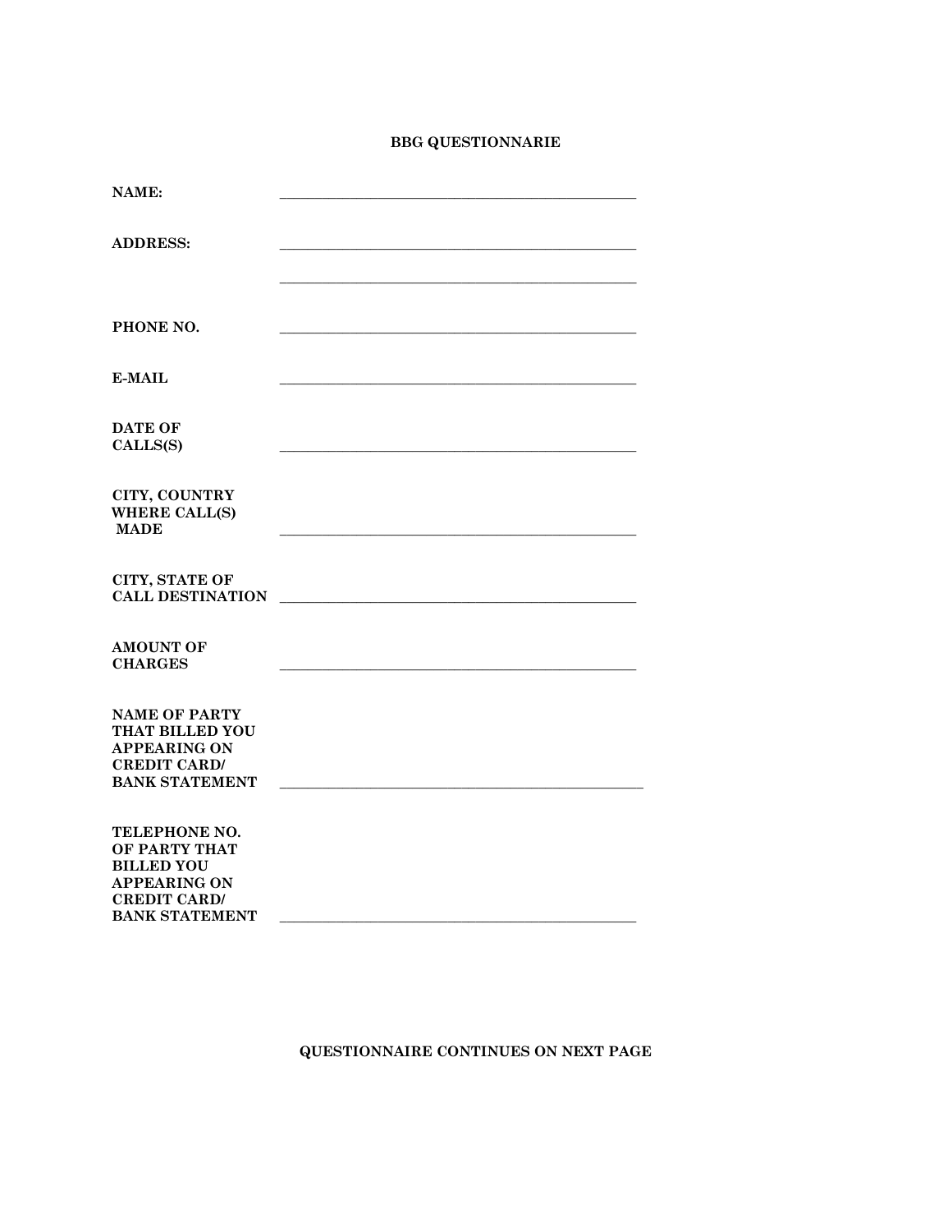**BBG QUESTIONNARIE**

**NAME:** \_\_\_\_\_\_\_\_\_\_\_\_\_\_\_\_\_\_\_\_\_\_\_\_\_\_\_\_\_\_\_\_\_\_\_\_\_\_\_\_\_\_\_\_\_\_\_\_\_\_

**ADDRESS:** \_\_\_\_\_\_\_\_\_\_\_\_\_\_\_\_\_\_\_\_\_\_\_\_\_\_\_\_\_\_\_\_\_\_\_\_\_\_\_\_\_\_\_\_\_\_\_\_\_\_

\_\_\_\_\_\_\_\_\_\_\_\_\_\_\_\_\_\_\_\_\_\_\_\_\_\_\_\_\_\_\_\_\_\_\_\_\_\_\_\_\_\_\_\_\_\_\_\_\_\_

**PHONE NO.** \_\_\_\_\_\_\_\_\_\_\_\_\_\_\_\_\_\_\_\_\_\_\_\_\_\_\_\_\_\_\_\_\_\_\_\_\_\_\_\_\_\_\_\_\_\_\_\_\_\_

**E-MAIL** \_\_\_\_\_\_\_\_\_\_\_\_\_\_\_\_\_\_\_\_\_\_\_\_\_\_\_\_\_\_\_\_\_\_\_\_\_\_\_\_\_\_\_\_\_\_\_\_\_\_

**DATE OF CALLS(S)** \_\_\_\_\_\_\_\_\_\_\_\_\_\_\_\_\_\_\_\_\_\_\_\_\_\_\_\_\_\_\_\_\_\_\_\_\_\_\_\_\_\_\_\_\_\_\_\_\_\_

**CITY, COUNTRY WHERE CALL(S) MADE** \_\_\_\_\_\_\_\_\_\_\_\_\_\_\_\_\_\_\_\_\_\_\_\_\_\_\_\_\_\_\_\_\_\_\_\_\_\_\_\_\_\_\_\_\_\_\_\_\_\_

**CITY, STATE OF CALL DESTINATION** \_\_\_\_\_\_\_\_\_\_\_\_\_\_\_\_\_\_\_\_\_\_\_\_\_\_\_\_\_\_\_\_\_\_\_\_\_\_\_\_\_\_\_\_\_\_\_\_\_\_

**AMOUNT OF CHARGES** \_\_\_\_\_\_\_\_\_\_\_\_\_\_\_\_\_\_\_\_\_\_\_\_\_\_\_\_\_\_\_\_\_\_\_\_\_\_\_\_\_\_\_\_\_\_\_\_\_\_

**NAME OF PARTY THAT BILLED YOU APPEARING ON CREDIT CARD/ BANK STATEMENT** \_\_\_\_\_\_\_\_\_\_\_\_\_\_\_\_\_\_\_\_\_\_\_\_\_\_\_\_\_\_\_\_\_\_\_\_\_\_\_\_\_\_\_\_\_\_\_\_\_\_

**TELEPHONE NO. OF PARTY THAT BILLED YOU APPEARING ON CREDIT CARD/ BANK STATEMENT** \_\_\_\_\_\_\_\_\_\_\_\_\_\_\_\_\_\_\_\_\_\_\_\_\_\_\_\_\_\_\_\_\_\_\_\_\_\_\_\_\_\_\_\_\_\_\_\_\_\_

**QUESTIONNAIRE CONTINUES ON NEXT PAGE**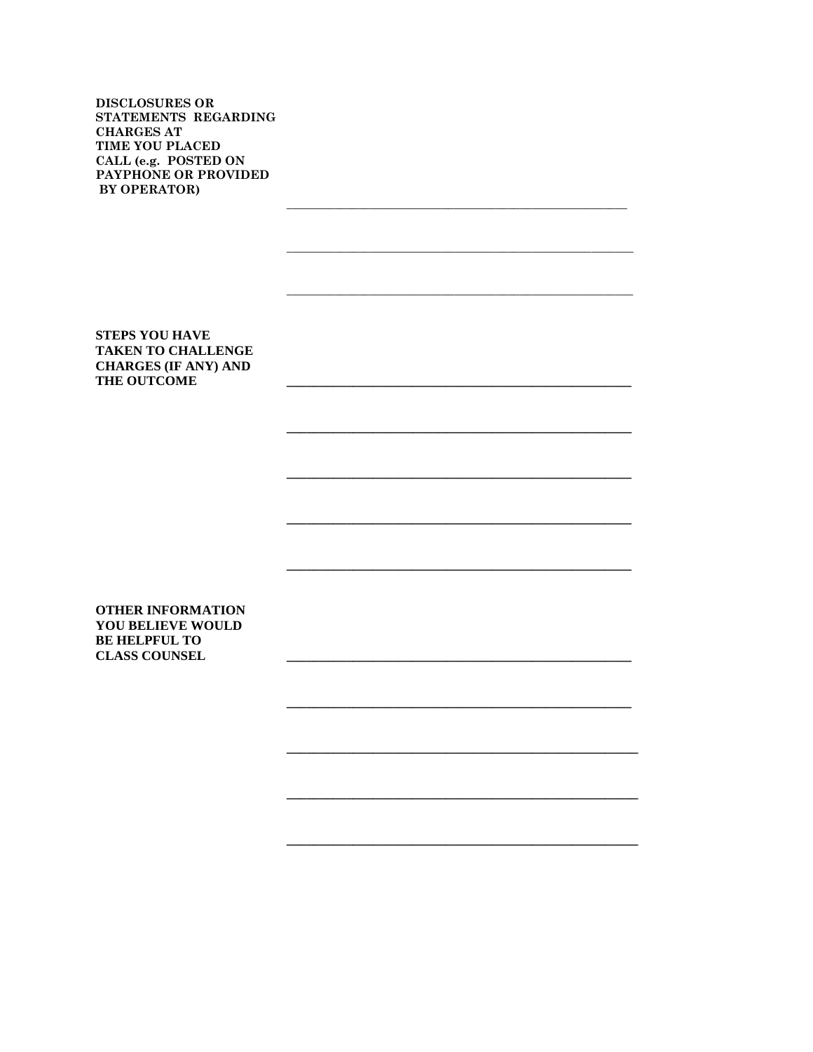**DISCLOSURES OR STATEMENTS REGARDING CHARGES AT TIME YOU PLACED CALL (e.g. POSTED ON PAYPHONE OR PROVIDED BY OPERATOR)**

\_\_\_\_\_\_\_\_\_\_\_\_\_\_\_\_\_\_\_\_\_\_\_\_\_\_\_\_\_\_\_\_\_\_\_\_\_\_\_\_\_\_\_\_\_\_\_\_

\_\_\_\_\_\_\_\_\_\_\_\_\_\_\_\_\_\_\_\_\_\_\_\_\_\_\_\_\_\_\_\_\_\_\_\_\_\_\_\_\_\_\_\_\_\_\_\_

\_\_\_\_\_\_\_\_\_\_\_\_\_\_\_\_\_\_\_\_\_\_\_\_\_\_\_\_\_\_\_\_\_\_\_\_\_\_\_\_\_\_\_\_\_\_\_\_

**STEPS YOU HAVE TAKEN TO CHALLENGE CHARGES (IF ANY) AND THE OUTCOME**

\_\_\_\_\_\_\_\_\_\_\_\_\_\_\_\_\_\_\_\_\_\_\_\_\_\_\_\_\_\_\_\_\_\_\_\_\_\_\_\_\_\_\_\_\_\_\_\_

\_\_\_\_\_\_\_\_\_\_\_\_\_\_\_\_\_\_\_\_\_\_\_\_\_\_\_\_\_\_\_\_\_\_\_\_\_\_\_\_\_\_\_\_\_\_\_\_

\_\_\_\_\_\_\_\_\_\_\_\_\_\_\_\_\_\_\_\_\_\_\_\_\_\_\_\_\_\_\_\_\_\_\_\_\_\_\_\_\_\_\_\_\_\_\_\_

\_\_\_\_\_\_\_\_\_\_\_\_\_\_\_\_\_\_\_\_\_\_\_\_\_\_\_\_\_\_\_\_\_\_\_\_\_\_\_\_\_\_\_\_\_\_\_\_

\_\_\_\_\_\_\_\_\_\_\_\_\_\_\_\_\_\_\_\_\_\_\_\_\_\_\_\_\_\_\_\_\_\_\_\_\_\_\_\_\_\_\_\_\_\_\_\_

**OTHER INFORMATION YOU BELIEVE WOULD BE HELPFUL TO CLASS COUNSEL**

\_\_\_\_\_\_\_\_\_\_\_\_\_\_\_\_\_\_\_\_\_\_\_\_\_\_\_\_\_\_\_\_\_\_\_\_\_\_\_\_\_\_\_\_\_\_\_\_

\_\_\_\_\_\_\_\_\_\_\_\_\_\_\_\_\_\_\_\_\_\_\_\_\_\_\_\_\_\_\_\_\_\_\_\_\_\_\_\_\_\_\_\_\_\_\_\_

\_\_\_\_\_\_\_\_\_\_\_\_\_\_\_\_\_\_\_\_\_\_\_\_\_\_\_\_\_\_\_\_\_\_\_\_\_\_\_\_\_\_\_\_\_\_\_\_

\_\_\_\_\_\_\_\_\_\_\_\_\_\_\_\_\_\_\_\_\_\_\_\_\_\_\_\_\_\_\_\_\_\_\_\_\_\_\_\_\_\_\_\_\_\_\_\_

\_\_\_\_\_\_\_\_\_\_\_\_\_\_\_\_\_\_\_\_\_\_\_\_\_\_\_\_\_\_\_\_\_\_\_\_\_\_\_\_\_\_\_\_\_\_\_\_